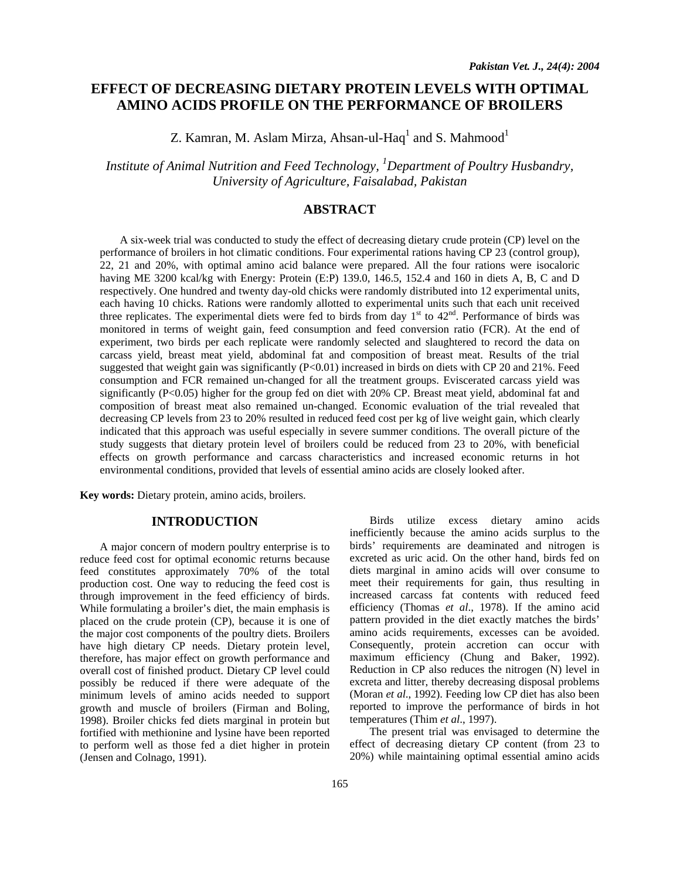# EFFECT OF DECREASING DIETARY PROTEIN LEVELS WITH OPTIMAL AMINO ACIDS PROFILE ON THE PERFORMANCE OF BROILERS

Z. Kamran, M. Aslam Mirza, Ahsan-ul-Haq[1] and S. Mahmood[1]

*Institute of Animal Nutrition and Feed Technology, [1]Department of Poultry Husbandry, University of Agriculture, Faisalabad, Pakistan*

## ABSTRACT

A six-week trial was conducted to study the effect of decreasing dietary crude protein (CP) level on the performance of broilers in hot climatic conditions. Four experimental rations having CP 23 (control group), 22, 21 and 20%, with optimal amino acid balance were prepared. All the four rations were isocaloric having ME 3200 kcal/kg with Energy: Protein (E:P) 139.0, 146.5, 152.4 and 160 in diets A, B, C and D respectively. One hundred and twenty day-old chicks were randomly distributed into 12 experimental units, each having 10 chicks. Rations were randomly allotted to experimental units such that each unit received three replicates. The experimental diets were fed to birds from day 1[st] to 42[nd]. Performance of birds was monitored in terms of weight gain, feed consumption and feed conversion ratio (FCR). At the end of experiment, two birds per each replicate were randomly selected and slaughtered to record the data on carcass yield, breast meat yield, abdominal fat and composition of breast meat. Results of the trial suggested that weight gain was significantly ($P<0.01$) increased in birds on diets with CP 20 and 21%. Feed consumption and FCR remained un-changed for all the treatment groups. Eviscerated carcass yield was significantly ($P<0.05$) higher for the group fed on diet with 20% CP. Breast meat yield, abdominal fat and composition of breast meat also remained un-changed. Economic evaluation of the trial revealed that decreasing CP levels from 23 to 20% resulted in reduced feed cost per kg of live weight gain, which clearly indicated that this approach was useful especially in severe summer conditions. The overall picture of the study suggests that dietary protein level of broilers could be reduced from 23 to 20%, with beneficial effects on growth performance and carcass characteristics and increased economic returns in hot environmental conditions, provided that levels of essential amino acids are closely looked after.

**Key words:** Dietary protein, amino acids, broilers.

## INTRODUCTION

A major concern of modern poultry enterprise is to reduce feed cost for optimal economic returns because feed constitutes approximately 70% of the total production cost. One way to reducing the feed cost is through improvement in the feed efficiency of birds. While formulating a broiler's diet, the main emphasis is placed on the crude protein (CP), because it is one of the major cost components of the poultry diets. Broilers have high dietary CP needs. Dietary protein level, therefore, has major effect on growth performance and overall cost of finished product. Dietary CP level could possibly be reduced if there were adequate of the minimum levels of amino acids needed to support growth and muscle of broilers (Firman and Boling, 1998). Broiler chicks fed diets marginal in protein but fortified with methionine and lysine have been reported to perform well as those fed a diet higher in protein (Jensen and Colnago, 1991).

Birds utilize excess dietary amino acids inefficiently because the amino acids surplus to the birds' requirements are deaminated and nitrogen is excreted as uric acid. On the other hand, birds fed on diets marginal in amino acids will over consume to meet their requirements for gain, thus resulting in increased carcass fat contents with reduced feed efficiency (Thomas *et al*., 1978). If the amino acid pattern provided in the diet exactly matches the birds' amino acids requirements, excesses can be avoided. Consequently, protein accretion can occur with maximum efficiency (Chung and Baker, 1992). Reduction in CP also reduces the nitrogen (N) level in excreta and litter, thereby decreasing disposal problems (Moran *et al*., 1992). Feeding low CP diet has also been reported to improve the performance of birds in hot temperatures (Thim *et al*., 1997).

The present trial was envisaged to determine the effect of decreasing dietary CP content (from 23 to 20%) while maintaining optimal essential amino acids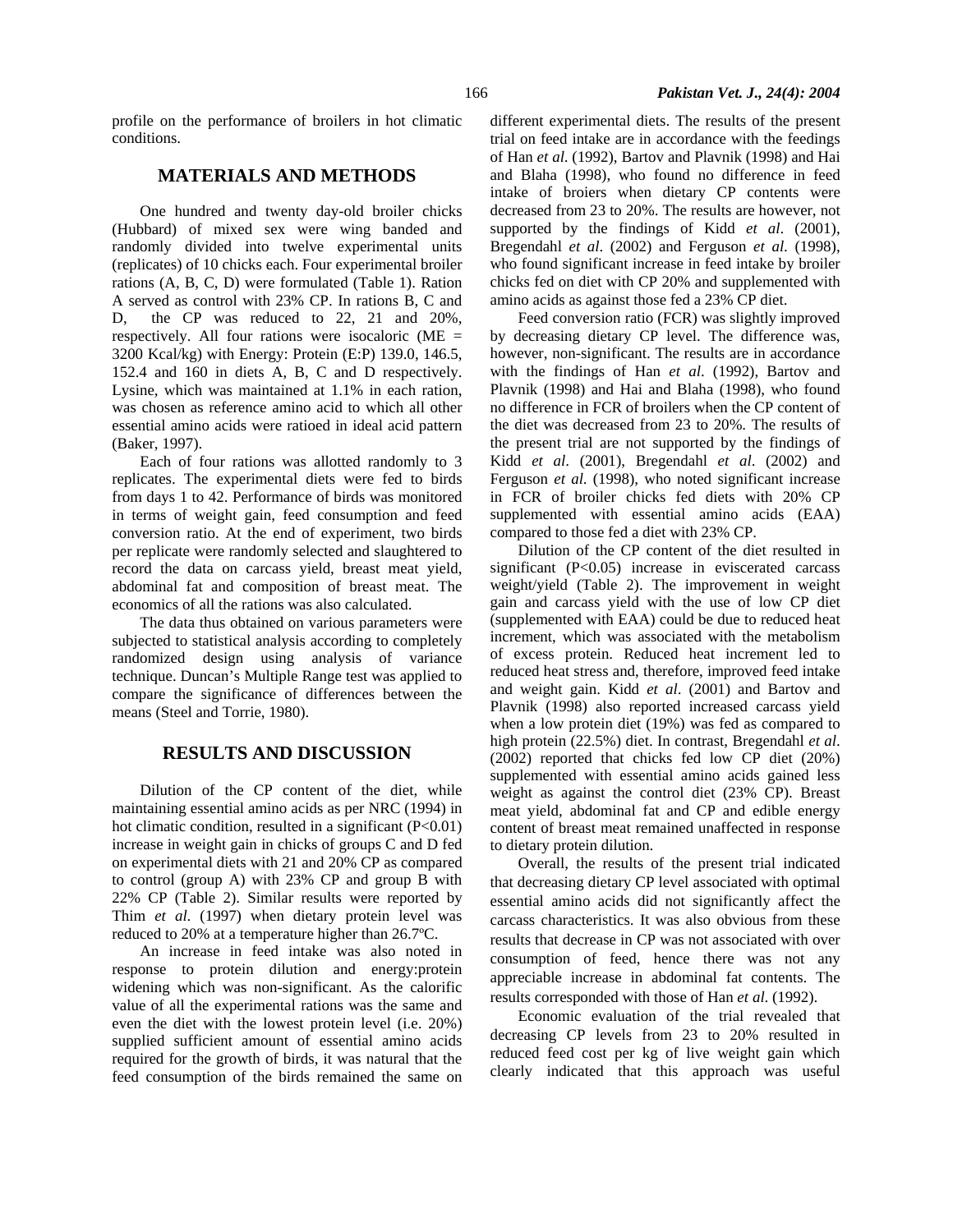profile on the performance of broilers in hot climatic conditions.

## MATERIALS AND METHODS

One hundred and twenty day-old broiler chicks (Hubbard) of mixed sex were wing banded and randomly divided into twelve experimental units (replicates) of 10 chicks each. Four experimental broiler rations (A, B, C, D) were formulated (Table 1). Ration A served as control with 23% CP. In rations B, C and D, the CP was reduced to 22, 21 and 20%, respectively. All four rations were isocaloric (ME = 3200 Kcal/kg) with Energy: Protein (E:P) 139.0, 146.5, 152.4 and 160 in diets A, B, C and D respectively. Lysine, which was maintained at 1.1% in each ration, was chosen as reference amino acid to which all other essential amino acids were ratioed in ideal acid pattern (Baker, 1997).

Each of four rations was allotted randomly to 3 replicates. The experimental diets were fed to birds from days 1 to 42. Performance of birds was monitored in terms of weight gain, feed consumption and feed conversion ratio. At the end of experiment, two birds per replicate were randomly selected and slaughtered to record the data on carcass yield, breast meat yield, abdominal fat and composition of breast meat. The economics of all the rations was also calculated.

The data thus obtained on various parameters were subjected to statistical analysis according to completely randomized design using analysis of variance technique. Duncan's Multiple Range test was applied to compare the significance of differences between the means (Steel and Torrie, 1980).

## RESULTS AND DISCUSSION

Dilution of the CP content of the diet, while maintaining essential amino acids as per NRC (1994) in hot climatic condition, resulted in a significant ($P<0.01$) increase in weight gain in chicks of groups C and D fed on experimental diets with 21 and 20% CP as compared to control (group A) with 23% CP and group B with 22% CP (Table 2). Similar results were reported by Thim *et al.* (1997) when dietary protein level was reduced to 20% at a temperature higher than 26.7ºC.

An increase in feed intake was also noted in response to protein dilution and energy:protein widening which was non-significant. As the calorific value of all the experimental rations was the same and even the diet with the lowest protein level (i.e. 20%) supplied sufficient amount of essential amino acids required for the growth of birds, it was natural that the feed consumption of the birds remained the same on different experimental diets. The results of the present trial on feed intake are in accordance with the feedings of Han *et al.* (1992), Bartov and Plavnik (1998) and Hai and Blaha (1998), who found no difference in feed intake of broiers when dietary CP contents were decreased from 23 to 20%. The results are however, not supported by the findings of Kidd *et al*. (2001), Bregendahl *et al*. (2002) and Ferguson *et al.* (1998), who found significant increase in feed intake by broiler chicks fed on diet with CP 20% and supplemented with amino acids as against those fed a 23% CP diet.

Feed conversion ratio (FCR) was slightly improved by decreasing dietary CP level. The difference was, however, non-significant. The results are in accordance with the findings of Han *et al*. (1992), Bartov and Plavnik (1998) and Hai and Blaha (1998), who found no difference in FCR of broilers when the CP content of the diet was decreased from 23 to 20%. The results of the present trial are not supported by the findings of Kidd *et al*. (2001), Bregendahl *et al*. (2002) and Ferguson *et al.* (1998), who noted significant increase in FCR of broiler chicks fed diets with 20% CP supplemented with essential amino acids (EAA) compared to those fed a diet with 23% CP.

Dilution of the CP content of the diet resulted in significant ($P<0.05$) increase in eviscerated carcass weight/yield (Table 2). The improvement in weight gain and carcass yield with the use of low CP diet (supplemented with EAA) could be due to reduced heat increment, which was associated with the metabolism of excess protein. Reduced heat increment led to reduced heat stress and, therefore, improved feed intake and weight gain. Kidd *et al*. (2001) and Bartov and Plavnik (1998) also reported increased carcass yield when a low protein diet (19%) was fed as compared to high protein (22.5%) diet. In contrast, Bregendahl *et al*. (2002) reported that chicks fed low CP diet (20%) supplemented with essential amino acids gained less weight as against the control diet (23% CP). Breast meat yield, abdominal fat and CP and edible energy content of breast meat remained unaffected in response to dietary protein dilution.

Overall, the results of the present trial indicated that decreasing dietary CP level associated with optimal essential amino acids did not significantly affect the carcass characteristics. It was also obvious from these results that decrease in CP was not associated with over consumption of feed, hence there was not any appreciable increase in abdominal fat contents. The results corresponded with those of Han *et al.* (1992).

Economic evaluation of the trial revealed that decreasing CP levels from 23 to 20% resulted in reduced feed cost per kg of live weight gain which clearly indicated that this approach was useful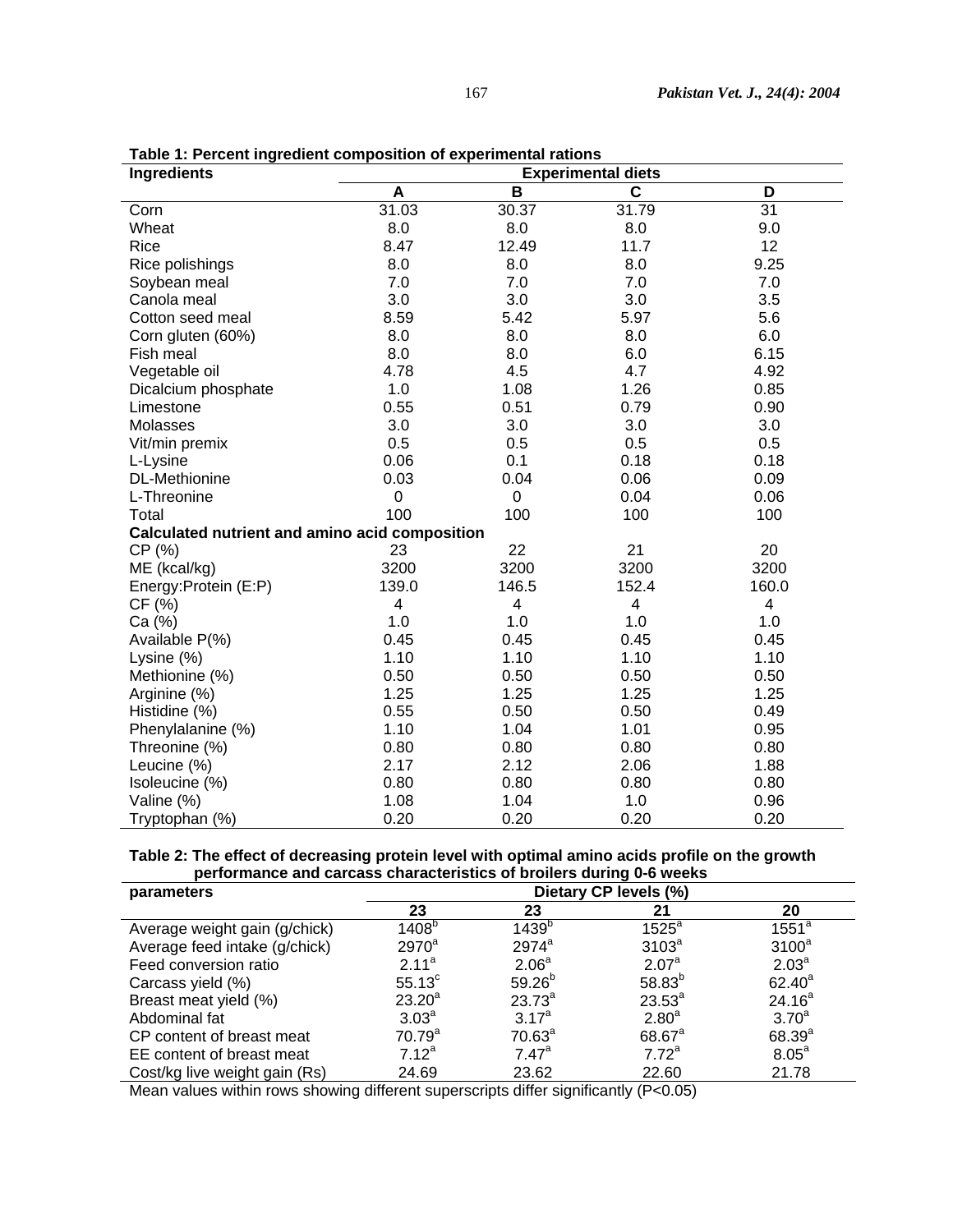**Table 1: Percent ingredient composition of experimental rations**

| Ingredients | Experimental diets | | | |
|---|---|---|---|---|
| | A | B | C | D |
| Corn | 31.03 | 30.37 | 31.79 | 31 |
| Wheat | 8.0 | 8.0 | 8.0 | 9.0 |
| Rice | 8.47 | 12.49 | 11.7 | 12 |
| Rice polishings | 8.0 | 8.0 | 8.0 | 9.25 |
| Soybean meal | 7.0 | 7.0 | 7.0 | 7.0 |
| Canola meal | 3.0 | 3.0 | 3.0 | 3.5 |
| Cotton seed meal | 8.59 | 5.42 | 5.97 | 5.6 |
| Corn gluten (60%) | 8.0 | 8.0 | 8.0 | 6.0 |
| Fish meal | 8.0 | 8.0 | 6.0 | 6.15 |
| Vegetable oil | 4.78 | 4.5 | 4.7 | 4.92 |
| Dicalcium phosphate | 1.0 | 1.08 | 1.26 | 0.85 |
| Limestone | 0.55 | 0.51 | 0.79 | 0.90 |
| Molasses | 3.0 | 3.0 | 3.0 | 3.0 |
| Vit/min premix | 0.5 | 0.5 | 0.5 | 0.5 |
| L-Lysine | 0.06 | 0.1 | 0.18 | 0.18 |
| DL-Methionine | 0.03 | 0.04 | 0.06 | 0.09 |
| L-Threonine | 0 | 0 | 0.04 | 0.06 |
| Total | 100 | 100 | 100 | 100 |
| **Calculated nutrient and amino acid composition** | | | | |
| CP (%) | 23 | 22 | 21 | 20 |
| ME (kcal/kg) | 3200 | 3200 | 3200 | 3200 |
| Energy:Protein (E:P) | 139.0 | 146.5 | 152.4 | 160.0 |
| CF (%) | 4 | 4 | 4 | 4 |
| Ca (%) | 1.0 | 1.0 | 1.0 | 1.0 |
| Available P(%) | 0.45 | 0.45 | 0.45 | 0.45 |
| Lysine (%) | 1.10 | 1.10 | 1.10 | 1.10 |
| Methionine (%) | 0.50 | 0.50 | 0.50 | 0.50 |
| Arginine (%) | 1.25 | 1.25 | 1.25 | 1.25 |
| Histidine (%) | 0.55 | 0.50 | 0.50 | 0.49 |
| Phenylalanine (%) | 1.10 | 1.04 | 1.01 | 0.95 |
| Threonine (%) | 0.80 | 0.80 | 0.80 | 0.80 |
| Leucine (%) | 2.17 | 2.12 | 2.06 | 1.88 |
| Isoleucine (%) | 0.80 | 0.80 | 0.80 | 0.80 |
| Valine (%) | 1.08 | 1.04 | 1.0 | 0.96 |
| Tryptophan (%) | 0.20 | 0.20 | 0.20 | 0.20 |

**Table 2: The effect of decreasing protein level with optimal amino acids profile on the growth performance and carcass characteristics of broilers during 0-6 weeks**

| parameters | Dietary CP levels (%) | | | |
|---|---|---|---|---|
| | 23 | 23 | 21 | 20 |
| Average weight gain (g/chick) | $1408^{b}$ | $1439^{b}$ | $1525^{a}$ | $1551^{a}$ |
| Average feed intake (g/chick) | $2970^{a}$ | $2974^{a}$ | $3103^{a}$ | $3100^{a}$ |
| Feed conversion ratio | $2.11^{a}$ | $2.06^{a}$ | $2.07^{a}$ | $2.03^{a}$ |
| Carcass yield (%) | $55.13^{c}$ | $59.26^{b}$ | $58.83^{b}$ | $62.40^{a}$ |
| Breast meat yield (%) | $23.20^{a}$ | $23.73^{a}$ | $23.53^{a}$ | $24.16^{a}$ |
| Abdominal fat | $3.03^{a}$ | $3.17^{a}$ | $2.80^{a}$ | $3.70^{a}$ |
| CP content of breast meat | $70.79^{a}$ | $70.63^{a}$ | $68.67^{a}$ | $68.39^{a}$ |
| EE content of breast meat | $7.12^{a}$ | $7.47^{a}$ | $7.72^{a}$ | $8.05^{a}$ |
| Cost/kg live weight gain (Rs) | 24.69 | 23.62 | 22.60 | 21.78 |

Mean values within rows showing different superscripts differ significantly ($P<0.05$)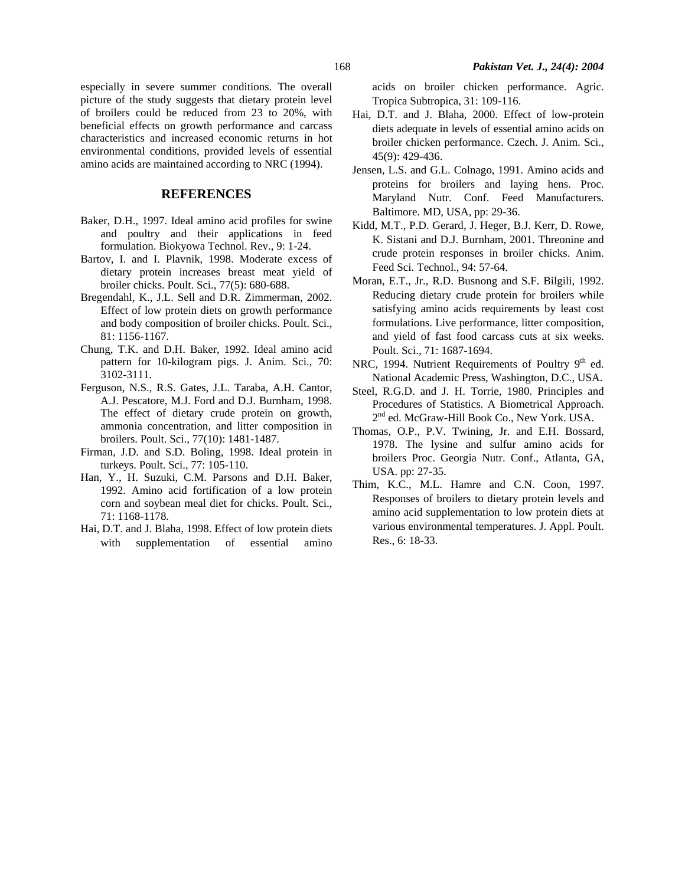especially in severe summer conditions. The overall picture of the study suggests that dietary protein level of broilers could be reduced from 23 to 20%, with beneficial effects on growth performance and carcass characteristics and increased economic returns in hot environmental conditions, provided levels of essential amino acids are maintained according to NRC (1994).

## REFERENCES

Baker, D.H., 1997. Ideal amino acid profiles for swine and poultry and their applications in feed formulation. Biokyowa Technol. Rev., 9: 1-24.

Bartov, I. and I. Plavnik, 1998. Moderate excess of dietary protein increases breast meat yield of broiler chicks. Poult. Sci., 77(5): 680-688.

Bregendahl, K., J.L. Sell and D.R. Zimmerman, 2002. Effect of low protein diets on growth performance and body composition of broiler chicks. Poult. Sci., 81: 1156-1167.

Chung, T.K. and D.H. Baker, 1992. Ideal amino acid pattern for 10-kilogram pigs. J. Anim. Sci., 70: 3102-3111.

Ferguson, N.S., R.S. Gates, J.L. Taraba, A.H. Cantor, A.J. Pescatore, M.J. Ford and D.J. Burnham, 1998. The effect of dietary crude protein on growth, ammonia concentration, and litter composition in broilers. Poult. Sci., 77(10): 1481-1487.

Firman, J.D. and S.D. Boling, 1998. Ideal protein in turkeys. Poult. Sci., 77: 105-110.

Han, Y., H. Suzuki, C.M. Parsons and D.H. Baker, 1992. Amino acid fortification of a low protein corn and soybean meal diet for chicks. Poult. Sci., 71: 1168-1178.

Hai, D.T. and J. Blaha, 1998. Effect of low protein diets with supplementation of essential amino acids on broiler chicken performance. Agric. Tropica Subtropica, 31: 109-116.

Hai, D.T. and J. Blaha, 2000. Effect of low-protein diets adequate in levels of essential amino acids on broiler chicken performance. Czech. J. Anim. Sci., 45(9): 429-436.

Jensen, L.S. and G.L. Colnago, 1991. Amino acids and proteins for broilers and laying hens. Proc. Maryland Nutr. Conf. Feed Manufacturers. Baltimore. MD, USA, pp: 29-36.

Kidd, M.T., P.D. Gerard, J. Heger, B.J. Kerr, D. Rowe, K. Sistani and D.J. Burnham, 2001. Threonine and crude protein responses in broiler chicks. Anim. Feed Sci. Technol., 94: 57-64.

Moran, E.T., Jr., R.D. Busnong and S.F. Bilgili, 1992. Reducing dietary crude protein for broilers while satisfying amino acids requirements by least cost formulations. Live performance, litter composition, and yield of fast food carcass cuts at six weeks. Poult. Sci., 71: 1687-1694.

NRC, 1994. Nutrient Requirements of Poultry 9th ed. National Academic Press, Washington, D.C., USA.

Steel, R.G.D. and J. H. Torrie, 1980. Principles and Procedures of Statistics. A Biometrical Approach. 2nd ed. McGraw-Hill Book Co., New York. USA.

Thomas, O.P., P.V. Twining, Jr. and E.H. Bossard, 1978. The lysine and sulfur amino acids for broilers Proc. Georgia Nutr. Conf., Atlanta, GA, USA. pp: 27-35.

Thim, K.C., M.L. Hamre and C.N. Coon, 1997. Responses of broilers to dietary protein levels and amino acid supplementation to low protein diets at various environmental temperatures. J. Appl. Poult. Res., 6: 18-33.